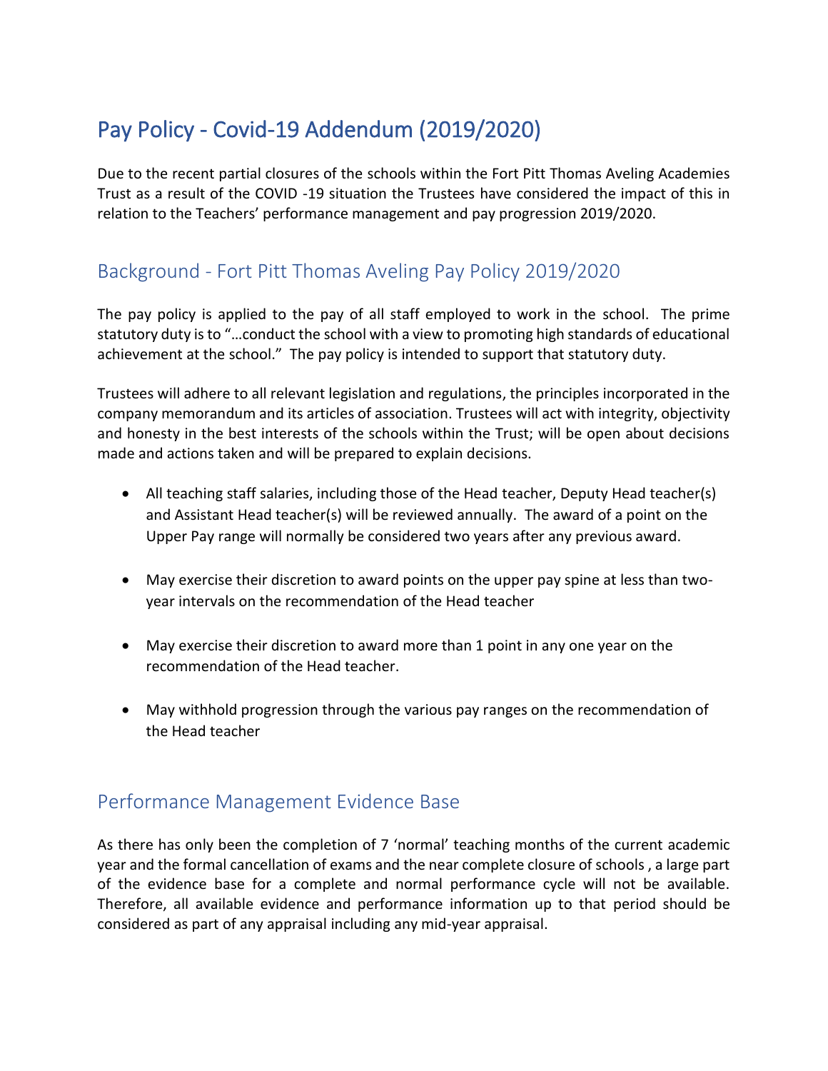# Pay Policy - Covid-19 Addendum (2019/2020)

Due to the recent partial closures of the schools within the Fort Pitt Thomas Aveling Academies Trust as a result of the COVID -19 situation the Trustees have considered the impact of this in relation to the Teachers' performance management and pay progression 2019/2020.

## Background - Fort Pitt Thomas Aveling Pay Policy 2019/2020

The pay policy is applied to the pay of all staff employed to work in the school. The prime statutory duty is to "…conduct the school with a view to promoting high standards of educational achievement at the school." The pay policy is intended to support that statutory duty.

Trustees will adhere to all relevant legislation and regulations, the principles incorporated in the company memorandum and its articles of association. Trustees will act with integrity, objectivity and honesty in the best interests of the schools within the Trust; will be open about decisions made and actions taken and will be prepared to explain decisions.

- All teaching staff salaries, including those of the Head teacher, Deputy Head teacher(s) and Assistant Head teacher(s) will be reviewed annually. The award of a point on the Upper Pay range will normally be considered two years after any previous award.
- May exercise their discretion to award points on the upper pay spine at less than two-year intervals on the recommendation of the Head teacher
- May exercise their discretion to award more than 1 point in any one year on the recommendation of the Head teacher.
- May withhold progression through the various pay ranges on the recommendation of the Head teacher

## Performance Management Evidence Base

As there has only been the completion of 7 'normal' teaching months of the current academic year and the formal cancellation of exams and the near complete closure of schools , a large part of the evidence base for a complete and normal performance cycle will not be available. Therefore, all available evidence and performance information up to that period should be considered as part of any appraisal including any mid-year appraisal.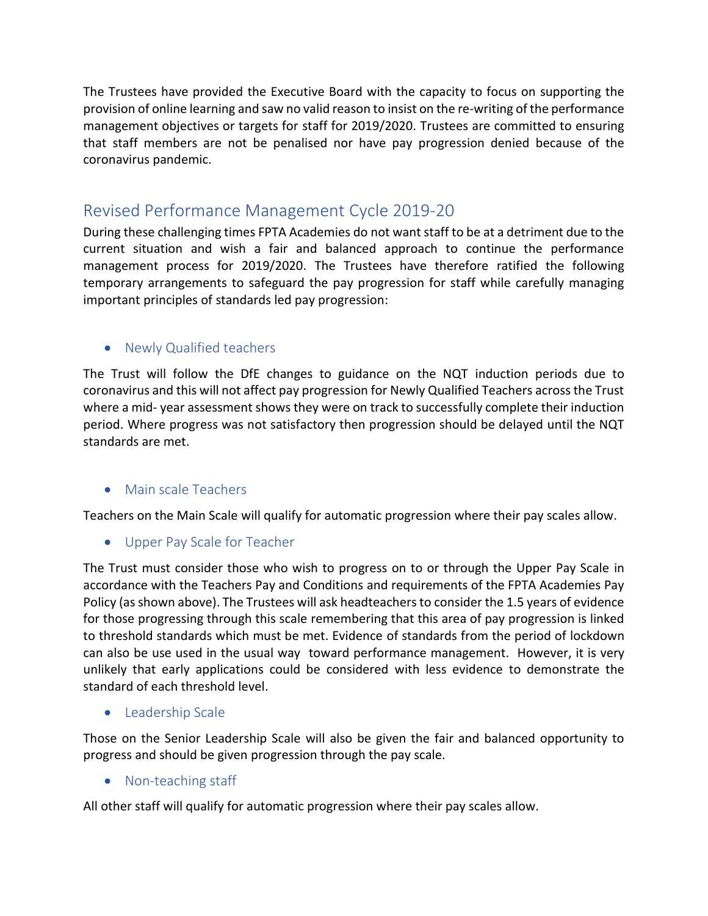The Trustees have provided the Executive Board with the capacity to focus on supporting the provision of online learning and saw no valid reason to insist on the re-writing of the performance management objectives or targets for staff for 2019/2020. Trustees are committed to ensuring that staff members are not be penalised nor have pay progression denied because of the coronavirus pandemic.

## Revised Performance Management Cycle 2019-20

During these challenging times FPTA Academies do not want staff to be at a detriment due to the current situation and wish a fair and balanced approach to continue the performance management process for 2019/2020. The Trustees have therefore ratified the following temporary arrangements to safeguard the pay progression for staff while carefully managing important principles of standards led pay progression:

- ### Newly Qualified teachers

The Trust will follow the DfE changes to guidance on the NQT induction periods due to coronavirus and this will not affect pay progression for Newly Qualified Teachers across the Trust where a mid- year assessment shows they were on track to successfully complete their induction period. Where progress was not satisfactory then progression should be delayed until the NQT standards are met.

- ### Main scale Teachers

Teachers on the Main Scale will qualify for automatic progression where their pay scales allow.

- ### Upper Pay Scale for Teacher

The Trust must consider those who wish to progress on to or through the Upper Pay Scale in accordance with the Teachers Pay and Conditions and requirements of the FPTA Academies Pay Policy (as shown above). The Trustees will ask headteachers to consider the 1.5 years of evidence for those progressing through this scale remembering that this area of pay progression is linked to threshold standards which must be met. Evidence of standards from the period of lockdown can also be use used in the usual way toward performance management. However, it is very unlikely that early applications could be considered with less evidence to demonstrate the standard of each threshold level.

- ### Leadership Scale

Those on the Senior Leadership Scale will also be given the fair and balanced opportunity to progress and should be given progression through the pay scale.

- ### Non-teaching staff

All other staff will qualify for automatic progression where their pay scales allow.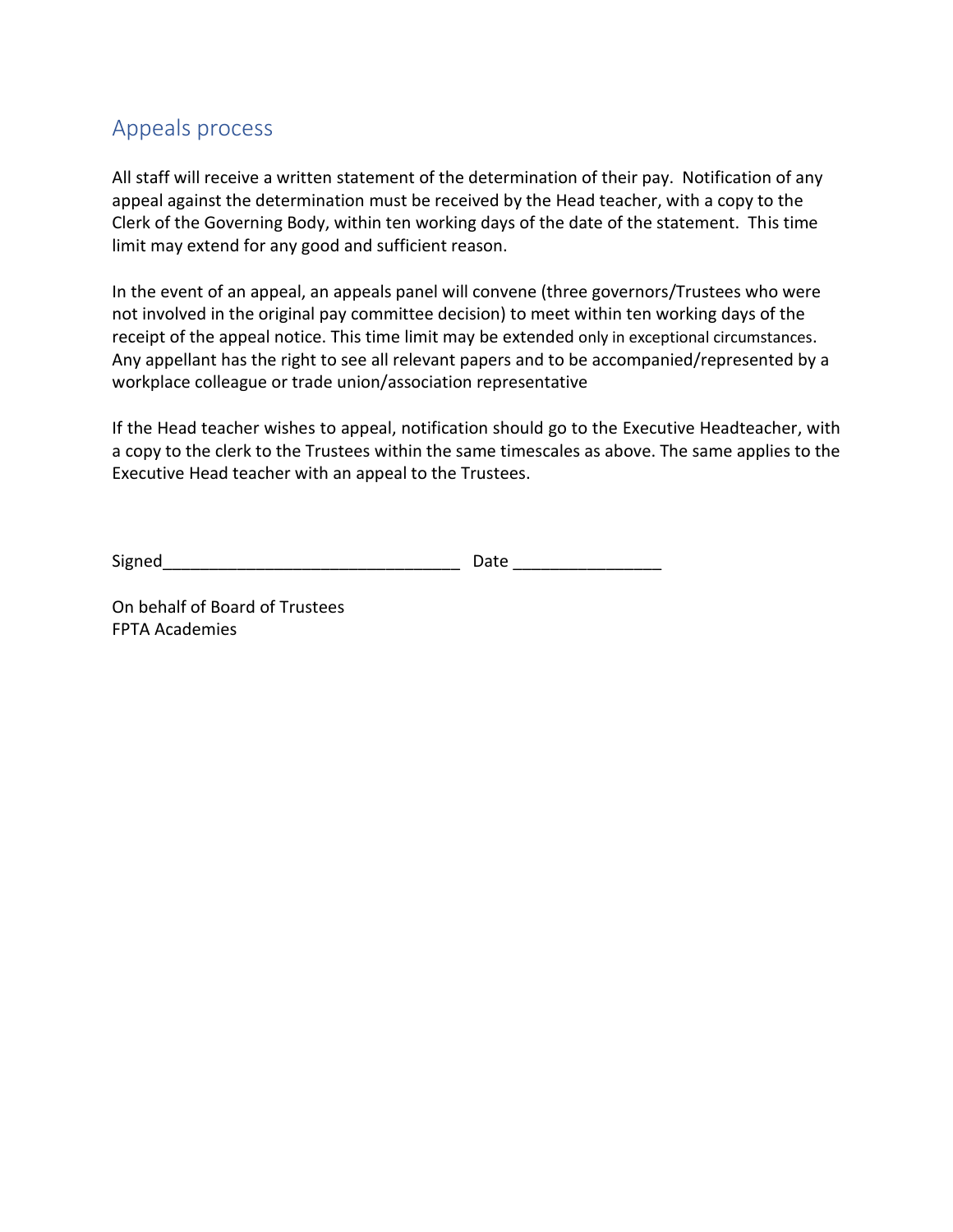## Appeals process

All staff will receive a written statement of the determination of their pay. Notification of any appeal against the determination must be received by the Head teacher, with a copy to the Clerk of the Governing Body, within ten working days of the date of the statement. This time limit may extend for any good and sufficient reason.

In the event of an appeal, an appeals panel will convene (three governors/Trustees who were not involved in the original pay committee decision) to meet within ten working days of the receipt of the appeal notice. This time limit may be extended only in exceptional circumstances. Any appellant has the right to see all relevant papers and to be accompanied/represented by a workplace colleague or trade union/association representative

If the Head teacher wishes to appeal, notification should go to the Executive Headteacher, with a copy to the clerk to the Trustees within the same timescales as above. The same applies to the Executive Head teacher with an appeal to the Trustees.

Signed_________________________________ Date ________________

On behalf of Board of Trustees
FPTA Academies